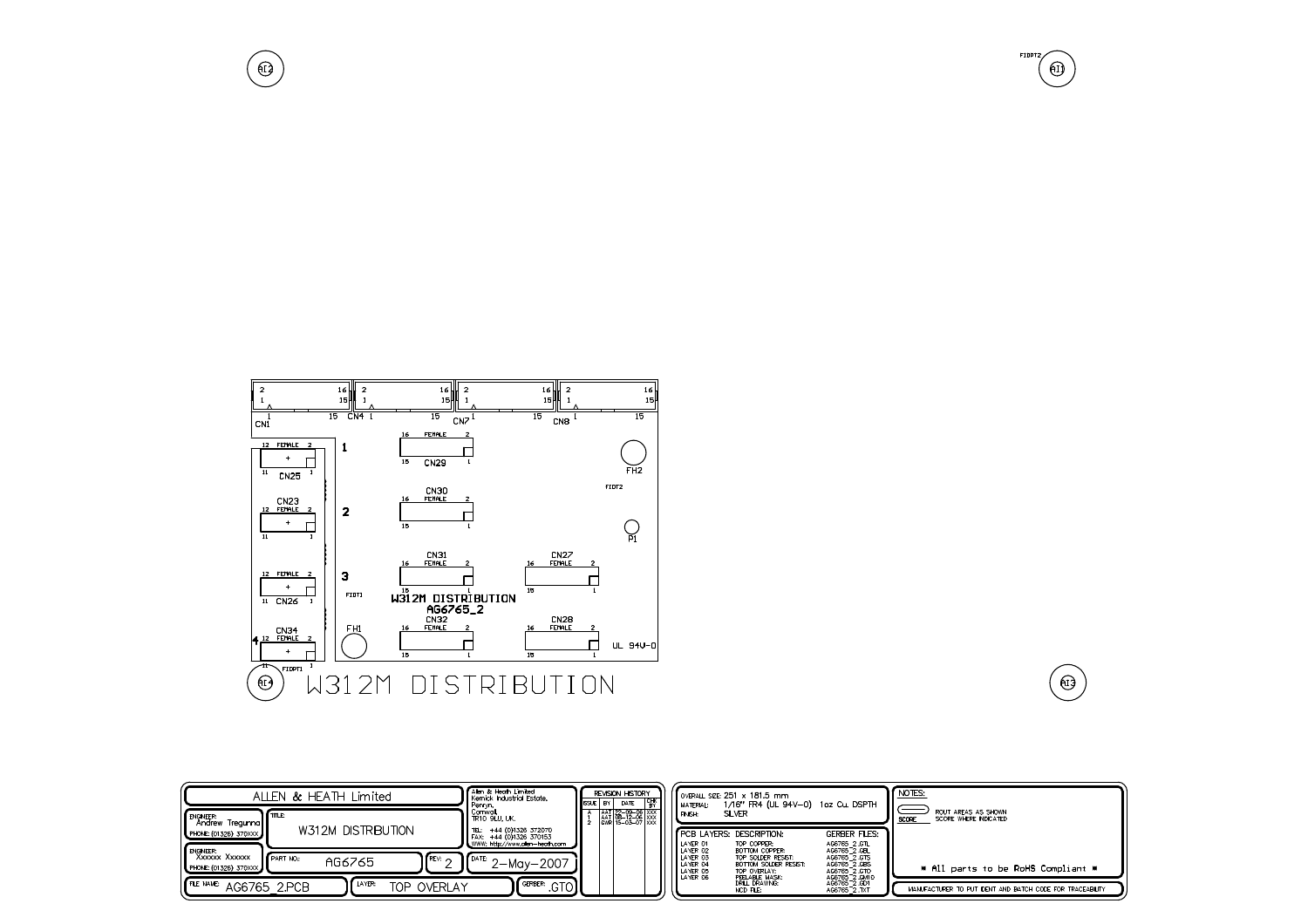# W312M DISTRIBUTION

AG6765_2

UL 94V-0

CN1, CN4, CN7, CN8, CN25, CN23, CN26, CN34, CN29, CN30, CN31, CN27, CN32, CN28, FH1, FH2, P1, FIDT1, FIDT2, FIDPT1, FIDPT2, AI1, AI2, AI3, AI4

| ALLEN & HEATH Limited | | | |
|---|---|---|---|
| ENGINEER: Andrew Tregunna PHONE: (01326) 370XXX | TITLE: W312M DISTRIBUTION | | |
| ENGINEER: Xxxxxx Xxxxxx PHONE: (01326) 370XXX | PART NO: AG6765 | REV: 2 | DATE: 2-May-2007 |
| FILE NAME: AG6765_2.PCB | LAYER: TOP OVERLAY | GERBER: .GTO | |

Allen & Heath Limited
Kernick Industrial Estate,
Penryn,
Cornwall,
TR10 9LU, UK.

TEL: +44 (0)1326 372070
FAX: +44 (0)1326 370153
WWW: http://www.allen-heath.com

**REVISION HISTORY**

| ISSUE | BY | DATE | CHK BY |
|---|---|---|---|
| A | AAT | 22-09-05 | XXX |
| 1 | AAT | 08-12-06 | XXX |
| 2 | SWR | 15-03-07 | XXX |

OVERALL SIZE: 251 x 181.5 mm
MATERIAL: 1/16" FR4 (UL 94V-0) 1oz Cu. DSPTH
FINISH: SILVER

| PCB LAYERS: | DESCRIPTION: | GERBER FILES: |
|---|---|---|
| LAYER 01 | TOP COPPER: | AG6765_2.GTL |
| LAYER 02 | BOTTOM COPPER: | AG6765_2.GBL |
| LAYER 03 | TOP SOLDER RESIST: | AG6765_2.GTS |
| LAYER 04 | BOTTOM SOLDER RESIST: | AG6765_2.GBS |
| LAYER 05 | TOP OVERLAY: | AG6765_2.GTO |
| LAYER 06 | PEELABLE MASK: | AG6765_2.GM10 |
| | DRILL DRAWING: | AG6765_2.GD1 |
| | NCD FILE: | AG6765_2.TXT |

NOTES:

ROUT AREAS AS SHOWN
SCORE: SCORE WHERE INDICATED

* All parts to be RoHS Compliant *

MANUFACTURER TO PUT IDENT AND BATCH CODE FOR TRACEABILITY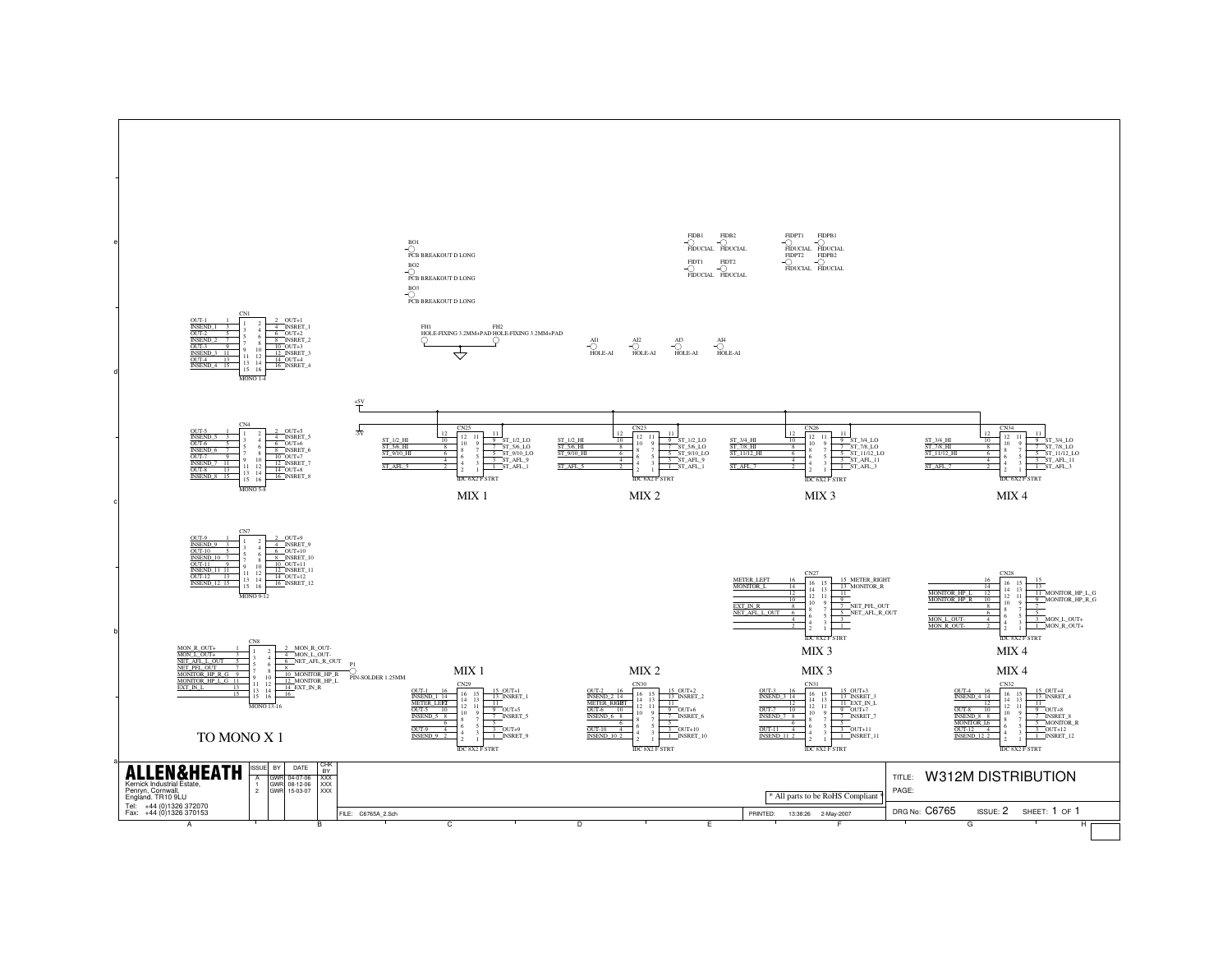BO1
PCB BREAKOUT D LONG
BO2
PCB BREAKOUT D LONG
BO3
PCB BREAKOUT D LONG

FIDB1 FIDUCIAL
FIDB2 FIDUCIAL
FIDT1 FIDUCIAL
FIDT2 FIDUCIAL
FIDPT1 FIDUCIAL
FIDPB1 FIDUCIAL
FIDPT2 FIDUCIAL
FIDPB2 FIDUCIAL

FH1 HOLE-FIXING 3.2MM+PAD
FH2 HOLE-FIXING 3.2MM+PAD

AI1 HOLE-AI
AI2 HOLE-AI
AI3 HOLE-AI
AI4 HOLE-AI

CN1 — MONO 1-4

| | | | |
|---|---|---|---|
| OUT-1 | 1 | 2 | OUT+1 |
| INSEND_1 | 3 | 4 | INSRET_1 |
| OUT-2 | 5 | 6 | OUT+2 |
| INSEND_2 | 7 | 8 | INSRET_2 |
| OUT-3 | 9 | 10 | OUT+3 |
| INSEND_3 | 11 | 12 | INSRET_3 |
| OUT-4 | 13 | 14 | OUT+4 |
| INSEND_4 | 15 | 16 | INSRET_4 |

CN4 — MONO 5-8

| | | | |
|---|---|---|---|
| OUT-5 | 1 | 2 | OUT+5 |
| INSEND_5 | 3 | 4 | INSRET_5 |
| OUT-6 | 5 | 6 | OUT+6 |
| INSEND_6 | 7 | 8 | INSRET_6 |
| OUT-7 | 9 | 10 | OUT+7 |
| INSEND_7 | 11 | 12 | INSRET_7 |
| OUT-8 | 13 | 14 | OUT+8 |
| INSEND_8 | 15 | 16 | INSRET_8 |

CN7 — MONO 9-12

| | | | |
|---|---|---|---|
| OUT-9 | 1 | 2 | OUT+9 |
| INSEND_9 | 3 | 4 | INSRET_9 |
| OUT-10 | 5 | 6 | OUT+10 |
| INSEND_10 | 7 | 8 | INSRET_10 |
| OUT-11 | 9 | 10 | OUT+11 |
| INSEND_11 | 11 | 12 | INSRET_11 |
| OUT-12 | 13 | 14 | OUT+12 |
| INSEND_12 | 15 | 16 | INSRET_12 |

CN8 — MONO 13-16

| | | | |
|---|---|---|---|
| MON_R_OUT+ | 1 | 2 | MON_R_OUT- |
| MON_L_OUT+ | 3 | 4 | MON_L_OUT- |
| NET_AFL_L_OUT | 5 | 6 | NET_AFL_R_OUT |
| NET_PFL_OUT | 7 | 8 | |
| MONITOR_HP_R_G | 9 | 10 | MONITOR_HP_R |
| MONITOR_HP_L_G | 11 | 12 | MONITOR_HP_L |
| EXT_IN_L | 13 | 14 | EXT_IN_R |
| | 15 | 16 | |

P1 PIN-SOLDER 1.25MM

TO MONO X 1

+5V
-5V

CN25 — IDC 6X2 F STRT — MIX 1

| | | | |
|---|---|---|---|
| | 12 | 11 | |
| ST_1/2_HI | 10 | 9 | ST_1/2_LO |
| ST_5/6_HI | 8 | 7 | ST_5/6_LO |
| ST_9/10_HI | 6 | 5 | ST_9/10_LO |
| | 4 | 3 | ST_AFL_9 |
| ST_AFL_5 | 2 | 1 | ST_AFL_1 |

CN23 — IDC 6X2 F STRT — MIX 2

| | | | |
|---|---|---|---|
| | 12 | 11 | |
| ST_1/2_HI | 10 | 9 | ST_1/2_LO |
| ST_5/6_HI | 8 | 7 | ST_5/6_LO |
| ST_9/10_HI | 6 | 5 | ST_9/10_LO |
| | 4 | 3 | ST_AFL_9 |
| ST_AFL_5 | 2 | 1 | ST_AFL_1 |

CN26 — IDC 6X2 F STRT — MIX 3

| | | | |
|---|---|---|---|
| | 12 | 11 | |
| ST_3/4_HI | 10 | 9 | ST_3/4_LO |
| ST_7/8_HI | 8 | 7 | ST_7/8_LO |
| ST_11/12_HI | 6 | 5 | ST_11/12_LO |
| | 4 | 3 | ST_AFL_11 |
| ST_AFL_7 | 2 | 1 | ST_AFL_3 |

CN34 — IDC 6X2 F STRT — MIX 4

| | | | |
|---|---|---|---|
| | 12 | 11 | |
| ST_3/4_HI | 10 | 9 | ST_3/4_LO |
| ST_7/8_HI | 8 | 7 | ST_7/8_LO |
| ST_11/12_HI | 6 | 5 | ST_11/12_LO |
| | 4 | 3 | ST_AFL_11 |
| ST_AFL_7 | 2 | 1 | ST_AFL_3 |

CN27 — IDC 8X2 F STRT — MIX 3

| | | | |
|---|---|---|---|
| METER_LEFT | 16 | 15 | METER_RIGHT |
| MONITOR_L | 14 | 13 | MONITOR_R |
| | 12 | 11 | |
| | 10 | 9 | |
| EXT_IN_R | 8 | 7 | NET_PFL_OUT |
| NET_AFL_L_OUT | 6 | 5 | NET_AFL_R_OUT |
| | 4 | 3 | |
| | 2 | 1 | |

CN28 — IDC 8X2 F STRT — MIX 4

| | | | |
|---|---|---|---|
| | 16 | 15 | |
| | 14 | 13 | |
| MONITOR_HP_L | 12 | 11 | MONITOR_HP_L_G |
| MONITOR_HP_R | 10 | 9 | MONITOR_HP_R_G |
| | 8 | 7 | |
| | 6 | 5 | |
| MON_L_OUT- | 4 | 3 | MON_L_OUT+ |
| MON_R_OUT- | 2 | 1 | MON_R_OUT+ |

CN29 — IDC 8X2 F STRT — MIX 1

| | | | |
|---|---|---|---|
| OUT-1 | 16 | 15 | OUT+1 |
| INSEND_1 | 14 | 13 | INSRET_1 |
| METER_LEFT | 12 | 11 | |
| OUT-5 | 10 | 9 | OUT+5 |
| INSEND_5 | 8 | 7 | INSRET_5 |
| | 6 | 5 | |
| OUT-9 | 4 | 3 | OUT+9 |
| INSEND_9 | 2 | 1 | INSRET_9 |

CN30 — IDC 8X2 F STRT — MIX 2

| | | | |
|---|---|---|---|
| OUT-2 | 16 | 15 | OUT+2 |
| INSEND_2 | 14 | 13 | INSRET_2 |
| METER_RIGHT | 12 | 11 | |
| OUT-6 | 10 | 9 | OUT+6 |
| INSEND_6 | 8 | 7 | INSRET_6 |
| | 6 | 5 | |
| OUT-10 | 4 | 3 | OUT+10 |
| INSEND_10 | 2 | 1 | INSRET_10 |

CN31 — IDC 8X2 F STRT — MIX 3

| | | | |
|---|---|---|---|
| OUT-3 | 16 | 15 | OUT+3 |
| INSEND_3 | 14 | 13 | INSRET_3 |
| | 12 | 11 | EXT_IN_L |
| OUT-7 | 10 | 9 | OUT+7 |
| INSEND_7 | 8 | 7 | INSRET_7 |
| | 6 | 5 | |
| OUT-11 | 4 | 3 | OUT+11 |
| INSEND_11 | 2 | 1 | INSRET_11 |

CN32 — IDC 8X2 F STRT — MIX 4

| | | | |
|---|---|---|---|
| OUT-4 | 16 | 15 | OUT+4 |
| INSEND_4 | 14 | 13 | INSRET_4 |
| | 12 | 11 | |
| OUT-8 | 10 | 9 | OUT+8 |
| INSEND_8 | 8 | 7 | INSRET_8 |
| MONITOR_L | 6 | 5 | MONITOR_R |
| OUT-12 | 4 | 3 | OUT+12 |
| INSEND_12 | 2 | 1 | INSRET_12 |

**ALLEN&HEATH**
Kernick Industrial Estate,
Penryn, Cornwall,
England. TR10 9LU
Tel: +44 (0)1326 372070
Fax: +44 (0)1326 370153

| ISSUE | BY | DATE | CHK BY |
|---|---|---|---|
| A | GWR | 04-07-06 | XXX |
| 1 | GWR | 08-12-06 | XXX |
| 2 | GWR | 15-03-07 | XXX |

\* All parts to be RoHS Compliant \*

TITLE: W312M DISTRIBUTION
PAGE:

FILE: C6765A_2.Sch
PRINTED: 13:38:26 2-May-2007

DRG No: C6765 ISSUE: 2 SHEET: 1 OF 1